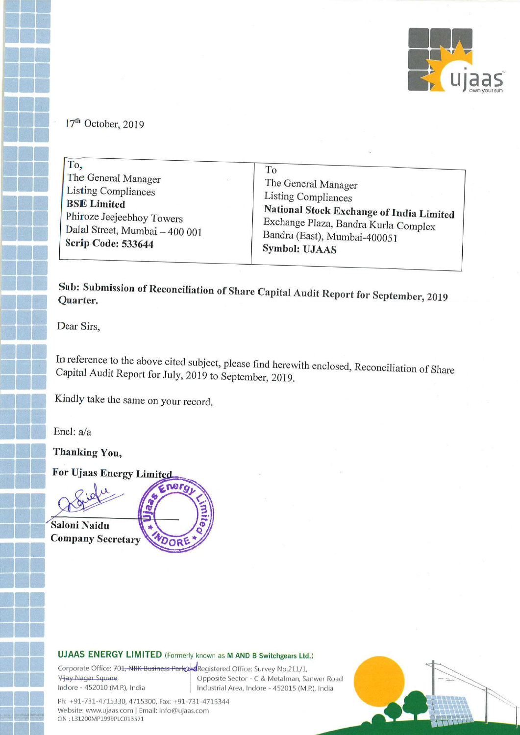17th October, 2019

| To, The General Manager Listing Compliances **BSE Limited** Phiroze Jeejeebhoy Towers Dalal Street, Mumbai – 400 001 **Scrip Code: 533644** | To The General Manager Listing Compliances **National Stock Exchange of India Limited** Exchange Plaza, Bandra Kurla Complex Bandra (East), Mumbai-400051 **Symbol: UJAAS** |
| --- | --- |

**Sub: Submission of Reconciliation of Share Capital Audit Report for September, 2019 Quarter.**

Dear Sirs,

In reference to the above cited subject, please find herewith enclosed, Reconciliation of Share Capital Audit Report for July, 2019 to September, 2019.

Kindly take the same on your record.

Encl: a/a

**Thanking You,**

**For Ujaas Energy Limited**

**Saloni Naidu**
**Company Secretary**

**UJAAS ENERGY LIMITED** (Formerly known as **M AND B Switchgears Ltd.**)

Corporate Office: ~~701, NRK Business Park,~~ Vijay Nagar Square, Indore - 452010 (M.P.), India

and Registered Office: Survey No.211/1, Opposite Sector - C & Metalman, Sanwer Road Industrial Area, Indore - 452015 (M.P.), India

Ph: +91-731-4715330, 4715300, Fax: +91-731-4715344
Website: www.ujaas.com | Email: info@ujaas.com
CIN : L31200MP1999PLC013571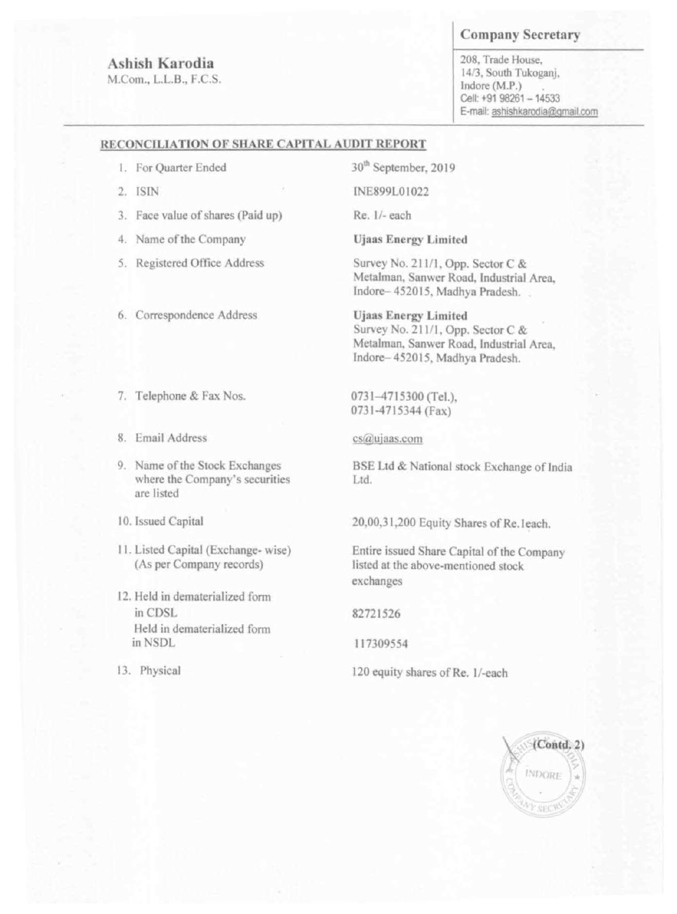**Ashish Karodia**
M.Com., L.L.B., F.C.S.

**Company Secretary**

208, Trade House,
14/3, South Tukoganj,
Indore (M.P.)
Cell: +91 98261 – 14533
E-mail: ashishkarodia@gmail.com

## RECONCILIATION OF SHARE CAPITAL AUDIT REPORT

| | |
|---|---|
| 1. For Quarter Ended | 30th September, 2019 |
| 2. ISIN | INE899L01022 |
| 3. Face value of shares (Paid up) | Re. 1/- each |
| 4. Name of the Company | **Ujaas Energy Limited** |
| 5. Registered Office Address | Survey No. 211/1, Opp. Sector C & Metalman, Sanwer Road, Industrial Area, Indore– 452015, Madhya Pradesh. |
| 6. Correspondence Address | **Ujaas Energy Limited** Survey No. 211/1, Opp. Sector C & Metalman, Sanwer Road, Industrial Area, Indore– 452015, Madhya Pradesh. |
| 7. Telephone & Fax Nos. | 0731–4715300 (Tel.), 0731-4715344 (Fax) |
| 8. Email Address | cs@ujaas.com |
| 9. Name of the Stock Exchanges where the Company's securities are listed | BSE Ltd & National stock Exchange of India Ltd. |
| 10. Issued Capital | 20,00,31,200 Equity Shares of Re.1each. |
| 11. Listed Capital (Exchange- wise) (As per Company records) | Entire issued Share Capital of the Company listed at the above-mentioned stock exchanges |
| 12. Held in dematerialized form in CDSL | 82721526 |
| Held in dematerialized form in NSDL | 117309554 |
| 13. Physical | 120 equity shares of Re. 1/-each |

(Contd. 2)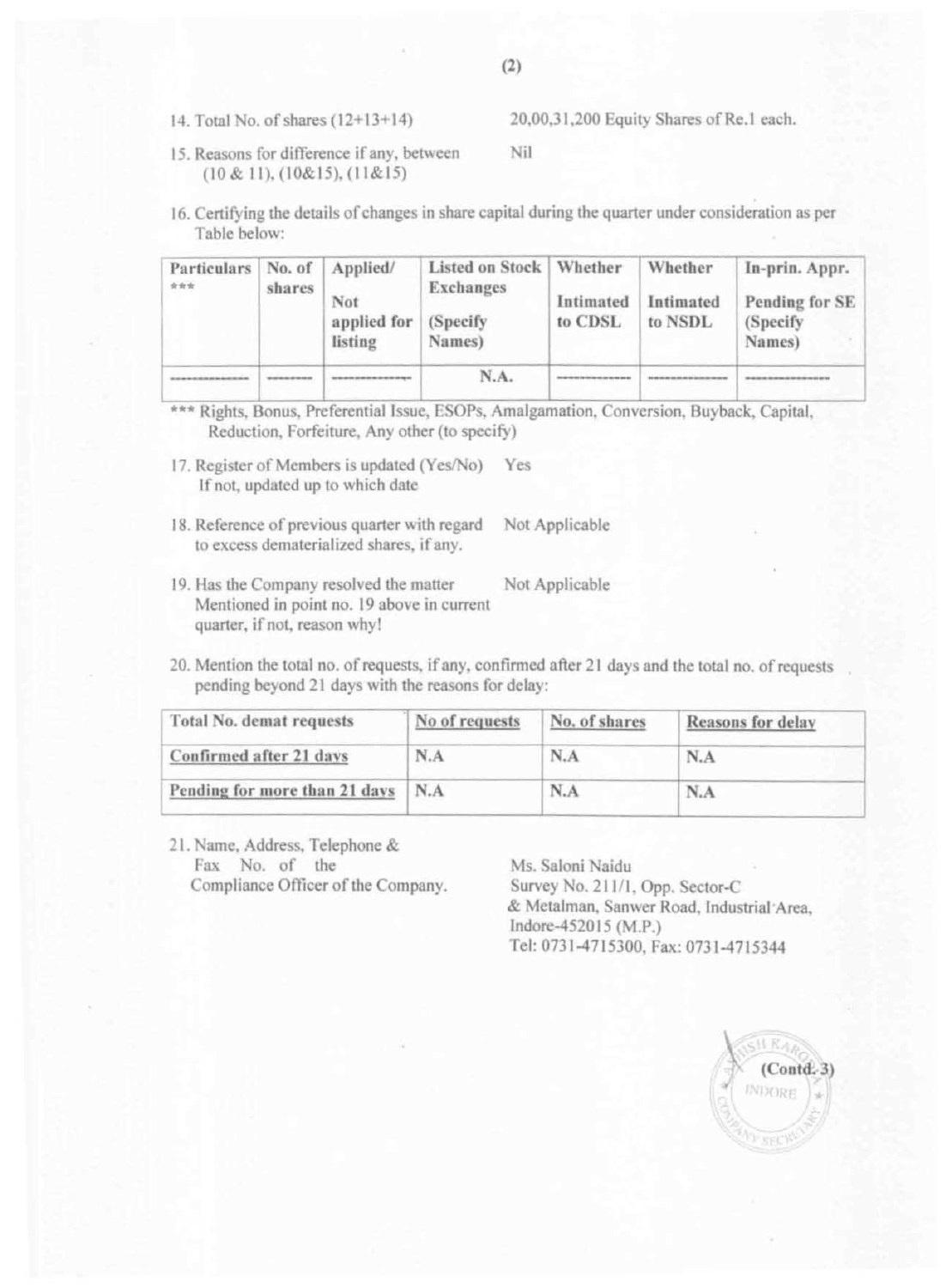14. Total No. of shares (12+13+14) 20,00,31,200 Equity Shares of Re.1 each.

15. Reasons for difference if any, between (10 & 11), (10&15), (11&15) Nil

16. Certifying the details of changes in share capital during the quarter under consideration as per Table below:

| Particulars *** | No. of shares | Applied/ Not applied for listing | Listed on Stock Exchanges (Specify Names) | Whether Intimated to CDSL | Whether Intimated to NSDL | In-prin. Appr. Pending for SE (Specify Names) |
|---|---|---|---|---|---|---|
| ------------- | -------- | ------------- | N.A. | ------------- | ------------- | ------------- |

*** Rights, Bonus, Preferential Issue, ESOPs, Amalgamation, Conversion, Buyback, Capital, Reduction, Forfeiture, Any other (to specify)

17. Register of Members is updated (Yes/No) If not, updated up to which date Yes

18. Reference of previous quarter with regard to excess dematerialized shares, if any. Not Applicable

19. Has the Company resolved the matter Mentioned in point no. 19 above in current quarter, if not, reason why! Not Applicable

20. Mention the total no. of requests, if any, confirmed after 21 days and the total no. of requests pending beyond 21 days with the reasons for delay:

| Total No. demat requests | No of requests | No. of shares | Reasons for delay |
|---|---|---|---|
| Confirmed after 21 days | N.A | N.A | N.A |
| Pending for more than 21 days | N.A | N.A | N.A |

21. Name, Address, Telephone & Fax No. of the Compliance Officer of the Company.

Ms. Saloni Naidu
Survey No. 211/1, Opp. Sector-C
& Metalman, Sanwer Road, Industrial Area,
Indore-452015 (M.P.)
Tel: 0731-4715300, Fax: 0731-4715344

(Contd. 3)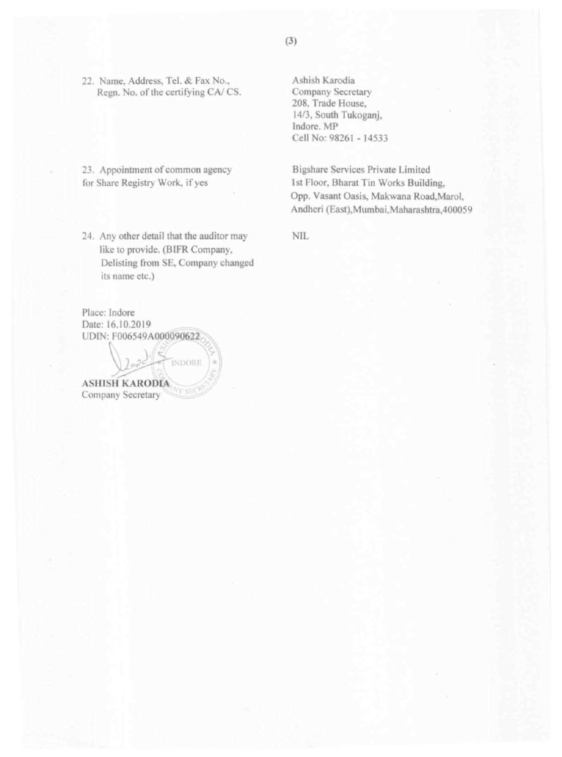| | |
|---|---|
| 22. Name, Address, Tel. & Fax No., Regn. No. of the certifying CA/ CS. | Ashish Karodia<br>Company Secretary<br>208, Trade House,<br>14/3, South Tukoganj,<br>Indore. MP<br>Cell No: 98261 - 14533 |
| 23. Appointment of common agency for Share Registry Work, if yes | Bigshare Services Private Limited<br>1st Floor, Bharat Tin Works Building,<br>Opp. Vasant Oasis, Makwana Road,Marol,<br>Andheri (East),Mumbai,Maharashtra,400059 |
| 24. Any other detail that the auditor may like to provide. (BIFR Company, Delisting from SE, Company changed its name etc.) | NIL |

Place: Indore
Date: 16.10.2019
UDIN: F006549A000090622

**ASHISH KARODIA**
Company Secretary